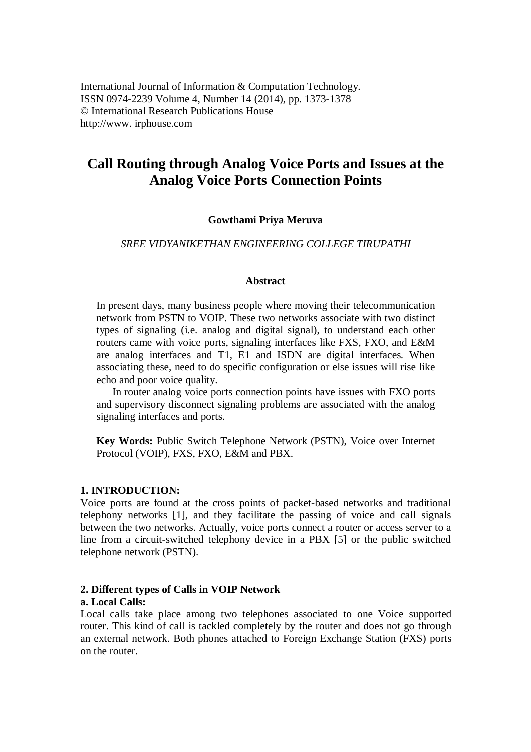# Call Routing through Analog Voice Ports and Issues at the Analog Voice Ports Connection Points

**Gowthami Priya Meruva**

*SREE VIDYANIKETHAN ENGINEERING COLLEGE TIRUPATHI*

## Abstract

In present days, many business people where moving their telecommunication network from PSTN to VOIP. These two networks associate with two distinct types of signaling (i.e. analog and digital signal), to understand each other routers came with voice ports, signaling interfaces like FXS, FXO, and E&M are analog interfaces and T1, E1 and ISDN are digital interfaces. When associating these, need to do specific configuration or else issues will rise like echo and poor voice quality.

In router analog voice ports connection points have issues with FXO ports and supervisory disconnect signaling problems are associated with the analog signaling interfaces and ports.

**Key Words:** Public Switch Telephone Network (PSTN), Voice over Internet Protocol (VOIP), FXS, FXO, E&M and PBX.

## 1. INTRODUCTION:

Voice ports are found at the cross points of packet-based networks and traditional telephony networks [1], and they facilitate the passing of voice and call signals between the two networks. Actually, voice ports connect a router or access server to a line from a circuit-switched telephony device in a PBX [5] or the public switched telephone network (PSTN).

## 2. Different types of Calls in VOIP Network

### a. Local Calls:

Local calls take place among two telephones associated to one Voice supported router. This kind of call is tackled completely by the router and does not go through an external network. Both phones attached to Foreign Exchange Station (FXS) ports on the router.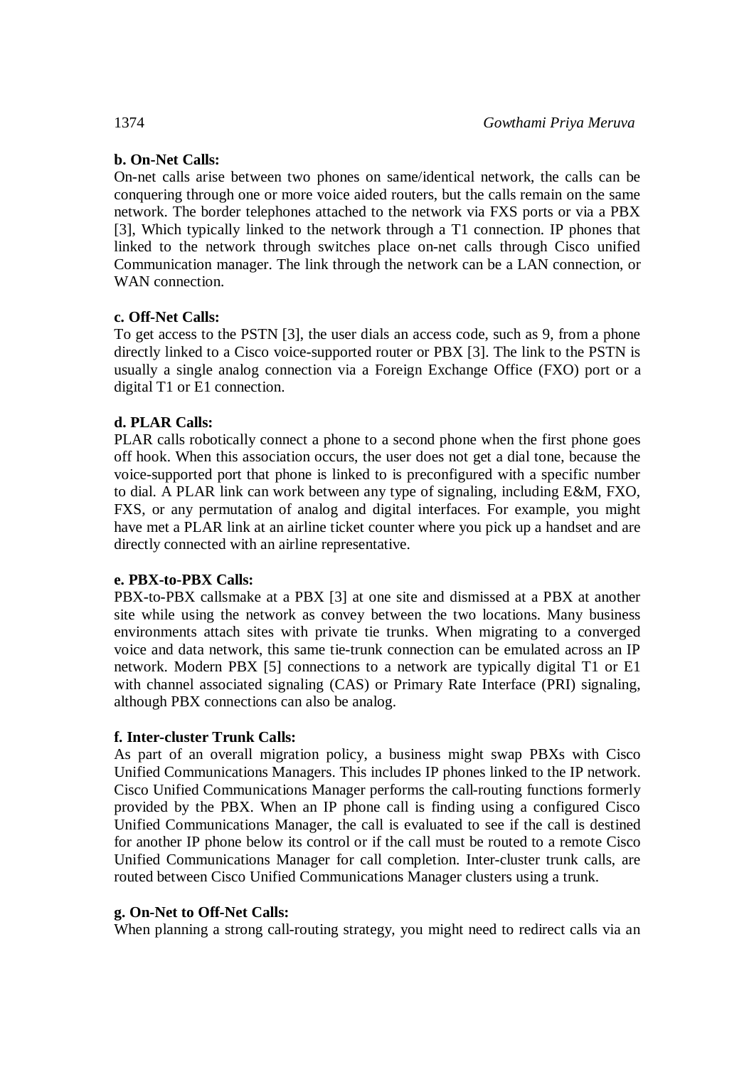**b. On-Net Calls:**

On-net calls arise between two phones on same/identical network, the calls can be conquering through one or more voice aided routers, but the calls remain on the same network. The border telephones attached to the network via FXS ports or via a PBX [3], Which typically linked to the network through a T1 connection. IP phones that linked to the network through switches place on-net calls through Cisco unified Communication manager. The link through the network can be a LAN connection, or WAN connection.

**c. Off-Net Calls:**

To get access to the PSTN [3], the user dials an access code, such as 9, from a phone directly linked to a Cisco voice-supported router or PBX [3]. The link to the PSTN is usually a single analog connection via a Foreign Exchange Office (FXO) port or a digital T1 or E1 connection.

**d. PLAR Calls:**

PLAR calls robotically connect a phone to a second phone when the first phone goes off hook. When this association occurs, the user does not get a dial tone, because the voice-supported port that phone is linked to is preconfigured with a specific number to dial. A PLAR link can work between any type of signaling, including E&M, FXO, FXS, or any permutation of analog and digital interfaces. For example, you might have met a PLAR link at an airline ticket counter where you pick up a handset and are directly connected with an airline representative.

**e. PBX-to-PBX Calls:**

PBX-to-PBX callsmake at a PBX [3] at one site and dismissed at a PBX at another site while using the network as convey between the two locations. Many business environments attach sites with private tie trunks. When migrating to a converged voice and data network, this same tie-trunk connection can be emulated across an IP network. Modern PBX [5] connections to a network are typically digital T1 or E1 with channel associated signaling (CAS) or Primary Rate Interface (PRI) signaling, although PBX connections can also be analog.

**f. Inter-cluster Trunk Calls:**

As part of an overall migration policy, a business might swap PBXs with Cisco Unified Communications Managers. This includes IP phones linked to the IP network. Cisco Unified Communications Manager performs the call-routing functions formerly provided by the PBX. When an IP phone call is finding using a configured Cisco Unified Communications Manager, the call is evaluated to see if the call is destined for another IP phone below its control or if the call must be routed to a remote Cisco Unified Communications Manager for call completion. Inter-cluster trunk calls, are routed between Cisco Unified Communications Manager clusters using a trunk.

**g. On-Net to Off-Net Calls:**

When planning a strong call-routing strategy, you might need to redirect calls via an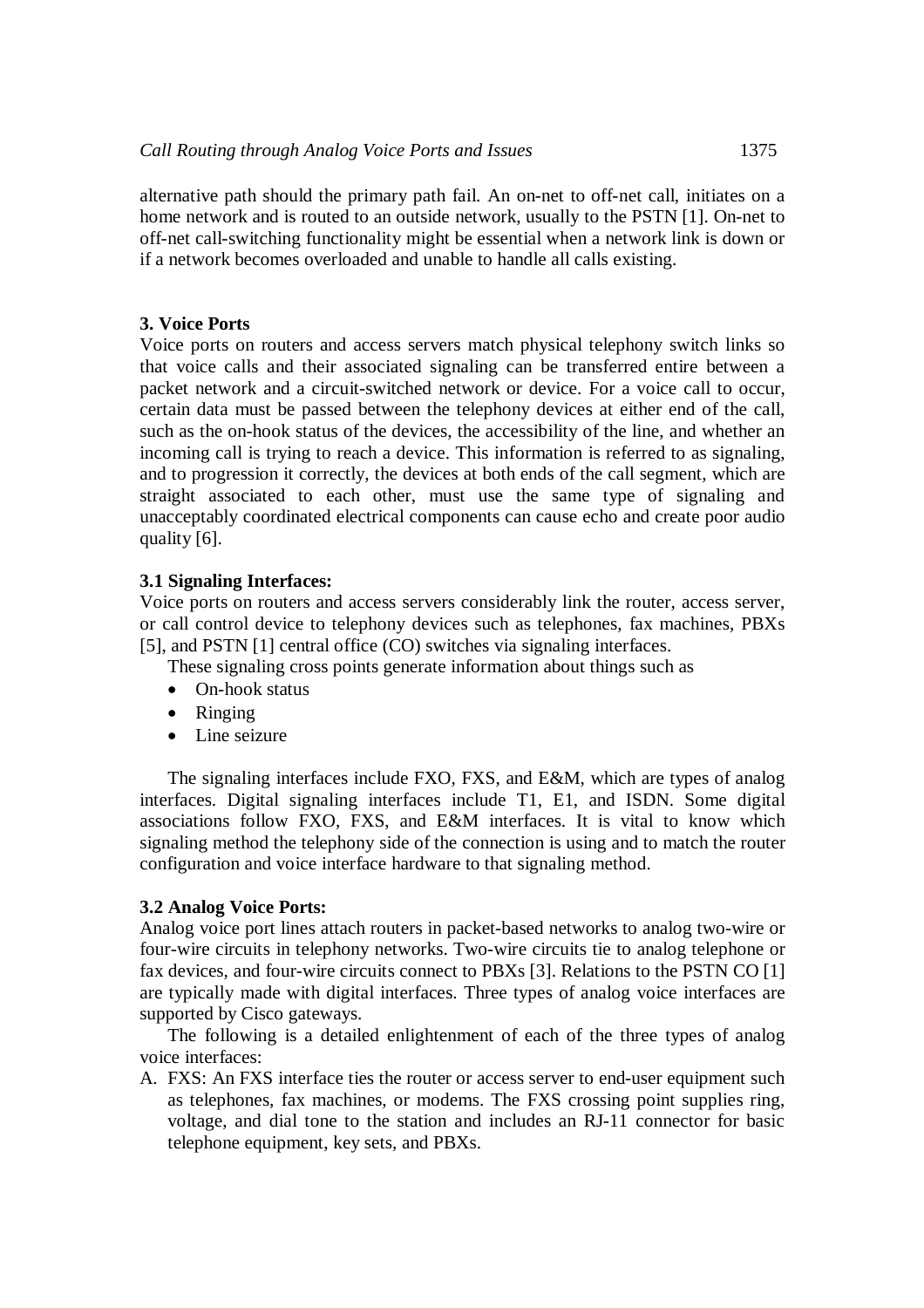alternative path should the primary path fail. An on-net to off-net call, initiates on a home network and is routed to an outside network, usually to the PSTN [1]. On-net to off-net call-switching functionality might be essential when a network link is down or if a network becomes overloaded and unable to handle all calls existing.

## 3. Voice Ports

Voice ports on routers and access servers match physical telephony switch links so that voice calls and their associated signaling can be transferred entire between a packet network and a circuit-switched network or device. For a voice call to occur, certain data must be passed between the telephony devices at either end of the call, such as the on-hook status of the devices, the accessibility of the line, and whether an incoming call is trying to reach a device. This information is referred to as signaling, and to progression it correctly, the devices at both ends of the call segment, which are straight associated to each other, must use the same type of signaling and unacceptably coordinated electrical components can cause echo and create poor audio quality [6].

### 3.1 Signaling Interfaces:

Voice ports on routers and access servers considerably link the router, access server, or call control device to telephony devices such as telephones, fax machines, PBXs [5], and PSTN [1] central office (CO) switches via signaling interfaces.

These signaling cross points generate information about things such as

- On-hook status
- Ringing
- Line seizure

The signaling interfaces include FXO, FXS, and E&M, which are types of analog interfaces. Digital signaling interfaces include T1, E1, and ISDN. Some digital associations follow FXO, FXS, and E&M interfaces. It is vital to know which signaling method the telephony side of the connection is using and to match the router configuration and voice interface hardware to that signaling method.

### 3.2 Analog Voice Ports:

Analog voice port lines attach routers in packet-based networks to analog two-wire or four-wire circuits in telephony networks. Two-wire circuits tie to analog telephone or fax devices, and four-wire circuits connect to PBXs [3]. Relations to the PSTN CO [1] are typically made with digital interfaces. Three types of analog voice interfaces are supported by Cisco gateways.

The following is a detailed enlightenment of each of the three types of analog voice interfaces:

A. FXS: An FXS interface ties the router or access server to end-user equipment such as telephones, fax machines, or modems. The FXS crossing point supplies ring, voltage, and dial tone to the station and includes an RJ-11 connector for basic telephone equipment, key sets, and PBXs.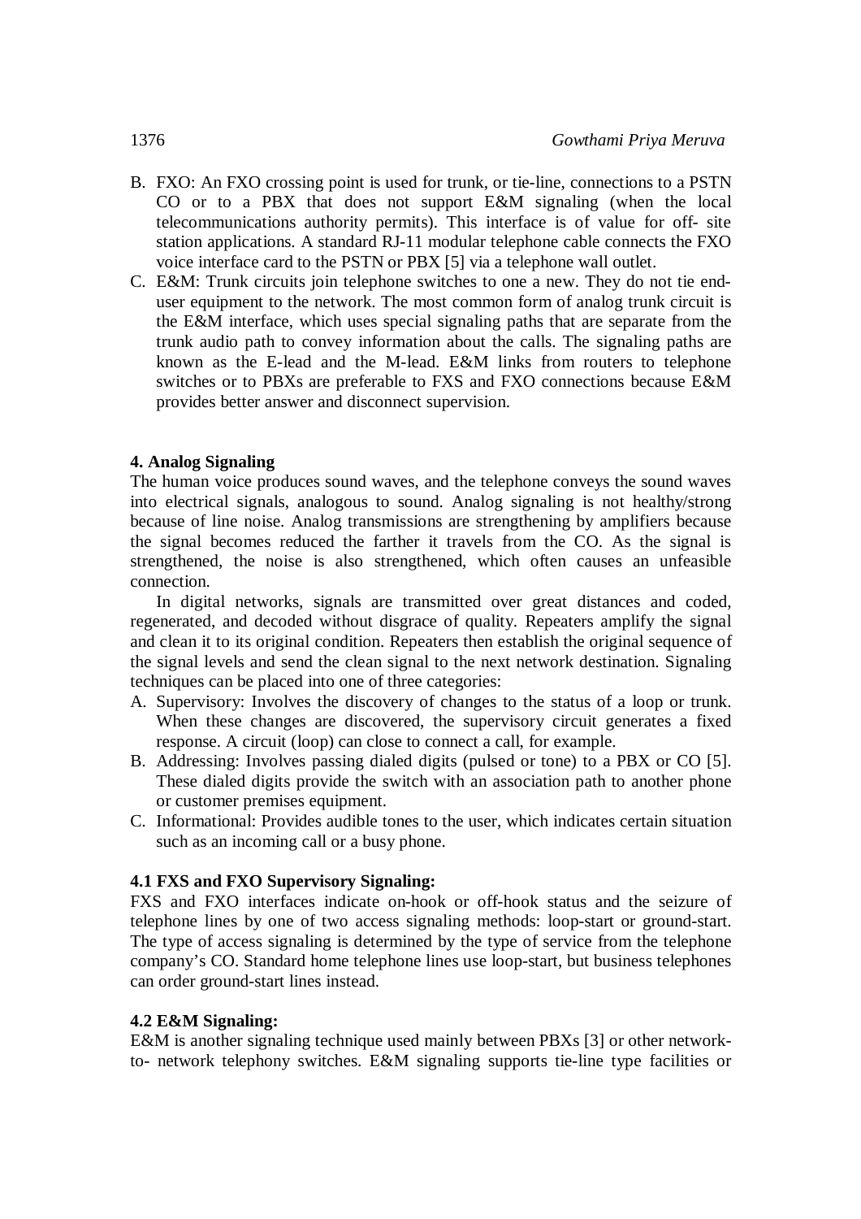B. FXO: An FXO crossing point is used for trunk, or tie-line, connections to a PSTN CO or to a PBX that does not support E&M signaling (when the local telecommunications authority permits). This interface is of value for off- site station applications. A standard RJ-11 modular telephone cable connects the FXO voice interface card to the PSTN or PBX [5] via a telephone wall outlet.
C. E&M: Trunk circuits join telephone switches to one a new. They do not tie end-user equipment to the network. The most common form of analog trunk circuit is the E&M interface, which uses special signaling paths that are separate from the trunk audio path to convey information about the calls. The signaling paths are known as the E-lead and the M-lead. E&M links from routers to telephone switches or to PBXs are preferable to FXS and FXO connections because E&M provides better answer and disconnect supervision.

**4. Analog Signaling**

The human voice produces sound waves, and the telephone conveys the sound waves into electrical signals, analogous to sound. Analog signaling is not healthy/strong because of line noise. Analog transmissions are strengthening by amplifiers because the signal becomes reduced the farther it travels from the CO. As the signal is strengthened, the noise is also strengthened, which often causes an unfeasible connection.

In digital networks, signals are transmitted over great distances and coded, regenerated, and decoded without disgrace of quality. Repeaters amplify the signal and clean it to its original condition. Repeaters then establish the original sequence of the signal levels and send the clean signal to the next network destination. Signaling techniques can be placed into one of three categories:

A. Supervisory: Involves the discovery of changes to the status of a loop or trunk. When these changes are discovered, the supervisory circuit generates a fixed response. A circuit (loop) can close to connect a call, for example.
B. Addressing: Involves passing dialed digits (pulsed or tone) to a PBX or CO [5]. These dialed digits provide the switch with an association path to another phone or customer premises equipment.
C. Informational: Provides audible tones to the user, which indicates certain situation such as an incoming call or a busy phone.

**4.1 FXS and FXO Supervisory Signaling:**

FXS and FXO interfaces indicate on-hook or off-hook status and the seizure of telephone lines by one of two access signaling methods: loop-start or ground-start. The type of access signaling is determined by the type of service from the telephone company's CO. Standard home telephone lines use loop-start, but business telephones can order ground-start lines instead.

**4.2 E&M Signaling:**

E&M is another signaling technique used mainly between PBXs [3] or other network-to- network telephony switches. E&M signaling supports tie-line type facilities or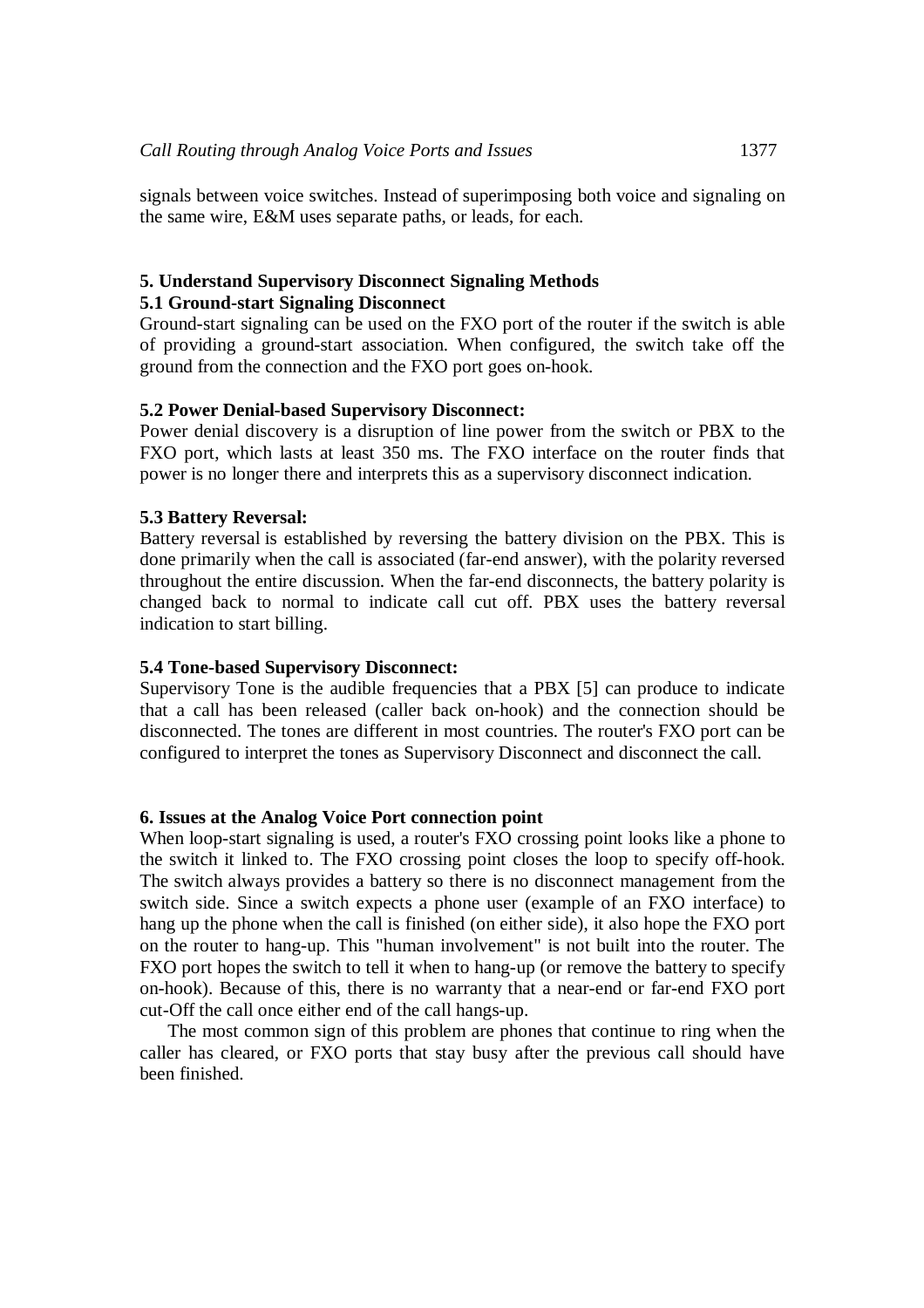signals between voice switches. Instead of superimposing both voice and signaling on the same wire, E&M uses separate paths, or leads, for each.

## 5. Understand Supervisory Disconnect Signaling Methods

### 5.1 Ground-start Signaling Disconnect

Ground-start signaling can be used on the FXO port of the router if the switch is able of providing a ground-start association. When configured, the switch take off the ground from the connection and the FXO port goes on-hook.

### 5.2 Power Denial-based Supervisory Disconnect:

Power denial discovery is a disruption of line power from the switch or PBX to the FXO port, which lasts at least 350 ms. The FXO interface on the router finds that power is no longer there and interprets this as a supervisory disconnect indication.

### 5.3 Battery Reversal:

Battery reversal is established by reversing the battery division on the PBX. This is done primarily when the call is associated (far-end answer), with the polarity reversed throughout the entire discussion. When the far-end disconnects, the battery polarity is changed back to normal to indicate call cut off. PBX uses the battery reversal indication to start billing.

### 5.4 Tone-based Supervisory Disconnect:

Supervisory Tone is the audible frequencies that a PBX [5] can produce to indicate that a call has been released (caller back on-hook) and the connection should be disconnected. The tones are different in most countries. The router's FXO port can be configured to interpret the tones as Supervisory Disconnect and disconnect the call.

## 6. Issues at the Analog Voice Port connection point

When loop-start signaling is used, a router's FXO crossing point looks like a phone to the switch it linked to. The FXO crossing point closes the loop to specify off-hook. The switch always provides a battery so there is no disconnect management from the switch side. Since a switch expects a phone user (example of an FXO interface) to hang up the phone when the call is finished (on either side), it also hope the FXO port on the router to hang-up. This "human involvement" is not built into the router. The FXO port hopes the switch to tell it when to hang-up (or remove the battery to specify on-hook). Because of this, there is no warranty that a near-end or far-end FXO port cut-Off the call once either end of the call hangs-up.

The most common sign of this problem are phones that continue to ring when the caller has cleared, or FXO ports that stay busy after the previous call should have been finished.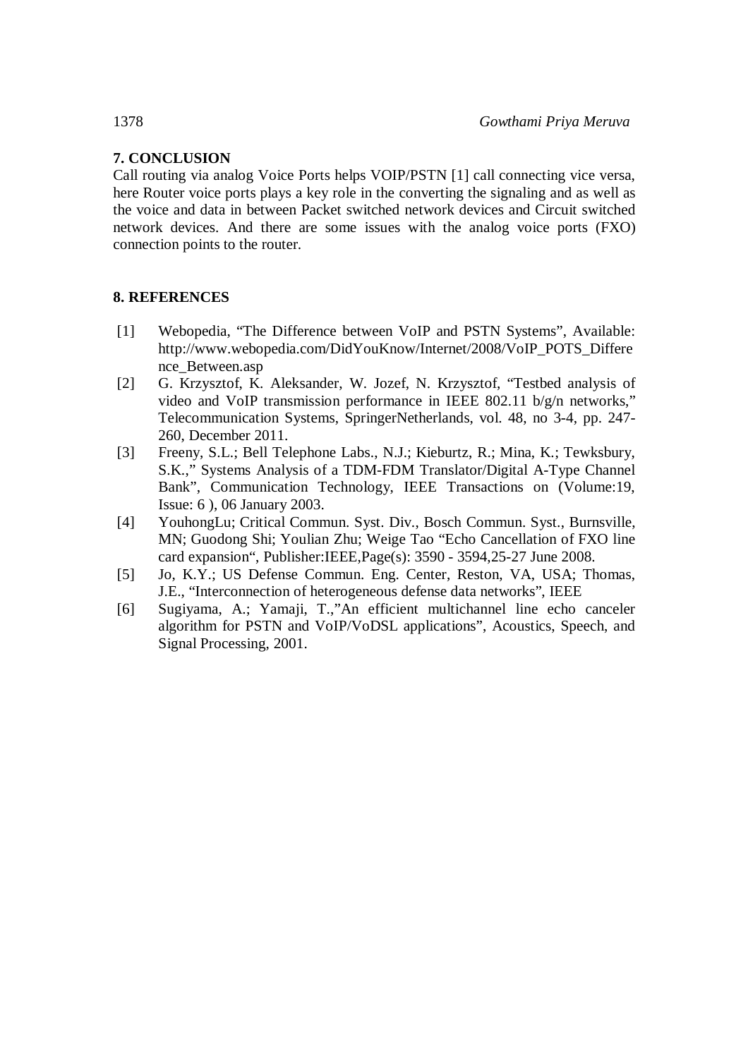## 7. CONCLUSION

Call routing via analog Voice Ports helps VOIP/PSTN [1] call connecting vice versa, here Router voice ports plays a key role in the converting the signaling and as well as the voice and data in between Packet switched network devices and Circuit switched network devices. And there are some issues with the analog voice ports (FXO) connection points to the router.

## 8. REFERENCES

[1] Webopedia, "The Difference between VoIP and PSTN Systems", Available: http://www.webopedia.com/DidYouKnow/Internet/2008/VoIP_POTS_Difference_Between.asp

[2] G. Krzysztof, K. Aleksander, W. Jozef, N. Krzysztof, "Testbed analysis of video and VoIP transmission performance in IEEE 802.11 b/g/n networks," Telecommunication Systems, SpringerNetherlands, vol. 48, no 3-4, pp. 247-260, December 2011.

[3] Freeny, S.L.; Bell Telephone Labs., N.J.; Kieburtz, R.; Mina, K.; Tewksbury, S.K.," Systems Analysis of a TDM-FDM Translator/Digital A-Type Channel Bank", Communication Technology, IEEE Transactions on (Volume:19, Issue: 6 ), 06 January 2003.

[4] YouhongLu; Critical Commun. Syst. Div., Bosch Commun. Syst., Burnsville, MN; Guodong Shi; Youlian Zhu; Weige Tao "Echo Cancellation of FXO line card expansion", Publisher:IEEE,Page(s): 3590 - 3594,25-27 June 2008.

[5] Jo, K.Y.; US Defense Commun. Eng. Center, Reston, VA, USA; Thomas, J.E., "Interconnection of heterogeneous defense data networks", IEEE

[6] Sugiyama, A.; Yamaji, T.,"An efficient multichannel line echo canceler algorithm for PSTN and VoIP/VoDSL applications", Acoustics, Speech, and Signal Processing, 2001.